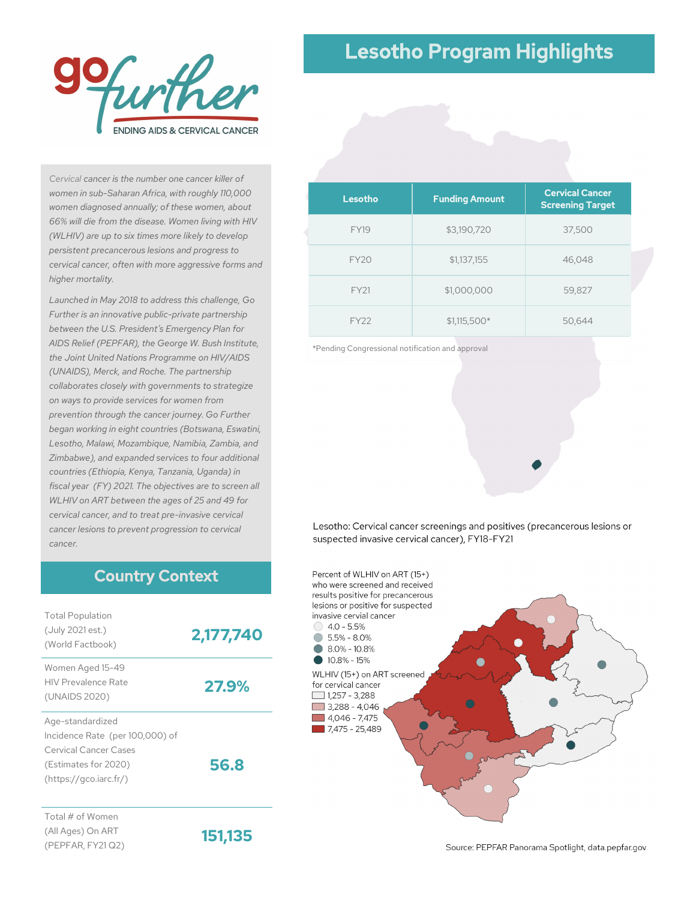# go further

ENDING AIDS & CERVICAL CANCER

*Cervical cancer is the number one cancer killer of women in sub-Saharan Africa, with roughly 110,000 women diagnosed annually; of these women, about 66% will die from the disease. Women living with HIV (WLHIV) are up to six times more likely to develop persistent precancerous lesions and progress to cervical cancer, often with more aggressive forms and higher mortality.*

*Launched in May 2018 to address this challenge, Go Further is an innovative public-private partnership between the U.S. President's Emergency Plan for AIDS Relief (PEPFAR), the George W. Bush Institute, the Joint United Nations Programme on HIV/AIDS (UNAIDS), Merck, and Roche. The partnership collaborates closely with governments to strategize on ways to provide services for women from prevention through the cancer journey. Go Further began working in eight countries (Botswana, Eswatini, Lesotho, Malawi, Mozambique, Namibia, Zambia, and Zimbabwe), and expanded services to four additional countries (Ethiopia, Kenya, Tanzania, Uganda) in fiscal year (FY) 2021. The objectives are to screen all WLHIV on ART between the ages of 25 and 49 for cervical cancer, and to treat pre-invasive cervical cancer lesions to prevent progression to cervical cancer.*

## Country Context

| | |
|---|---|
| Total Population (July 2021 est.) (World Factbook) | **2,177,740** |
| Women Aged 15-49 HIV Prevalence Rate (UNAIDS 2020) | **27.9%** |
| Age-standardized Incidence Rate (per 100,000) of Cervical Cancer Cases (Estimates for 2020) (https://gco.iarc.fr/) | **56.8** |
| Total # of Women (All Ages) On ART (PEPFAR, FY21 Q2) | **151,135** |

## Lesotho Program Highlights

| Lesotho | Funding Amount | Cervical Cancer Screening Target |
|---|---|---|
| FY19 | $3,190,720 | 37,500 |
| FY20 | $1,137,155 | 46,048 |
| FY21 | $1,000,000 | 59,827 |
| FY22 | $1,115,500* | 50,644 |

*Pending Congressional notification and approval

Lesotho: Cervical cancer screenings and positives (precancerous lesions or suspected invasive cervical cancer), FY18-FY21

Percent of WLHIV on ART (15+) who were screened and received results positive for precancerous lesions or positive for suspected invasive cervial cancer
- 4.0 - 5.5%
- 5.5% - 8.0%
- 8.0% - 10.8%
- 10.8% - 15%

WLHIV (15+) on ART screened for cervical cancer
- 1,257 - 3,288
- 3,288 - 4,046
- 4,046 - 7,475
- 7,475 - 25,489

Source: PEPFAR Panorama Spotlight, data.pepfar.gov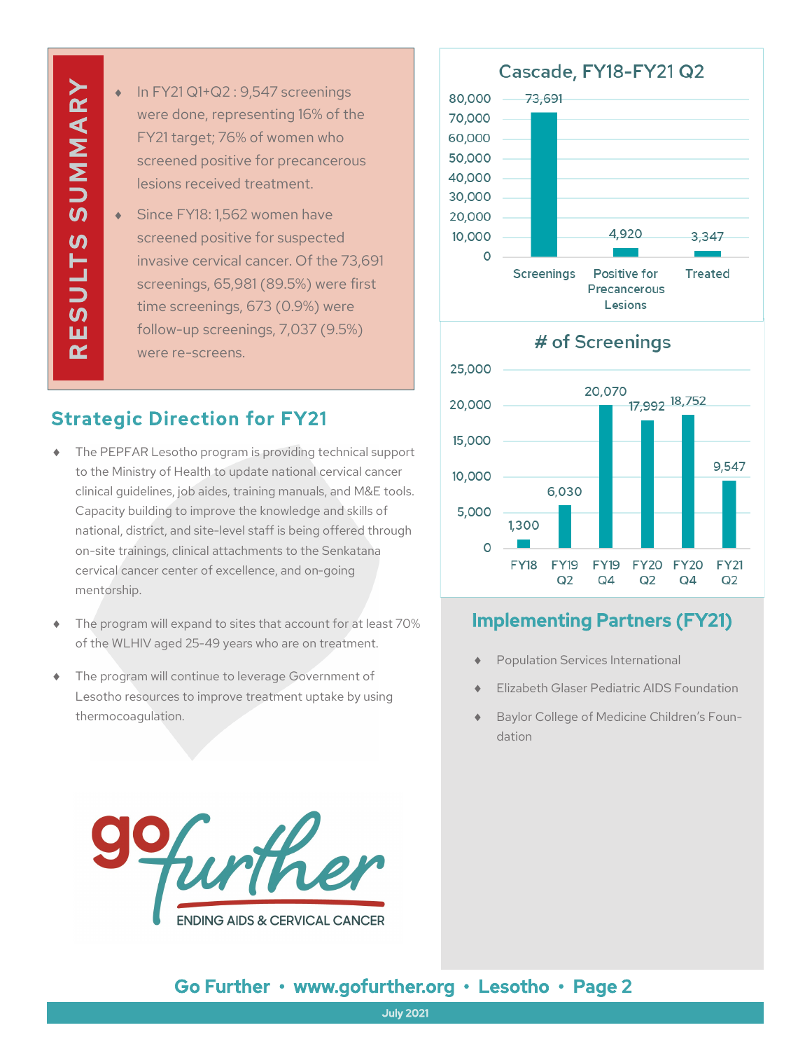## RESULTS SUMMARY

- In FY21 Q1+Q2 : 9,547 screenings were done, representing 16% of the FY21 target; 76% of women who screened positive for precancerous lesions received treatment.
- Since FY18: 1,562 women have screened positive for suspected invasive cervical cancer. Of the 73,691 screenings, 65,981 (89.5%) were first time screenings, 673 (0.9%) were follow-up screenings, 7,037 (9.5%) were re-screens.

Cascade, FY18-FY21 Q2

80,000
70,000
60,000
50,000
40,000
30,000
20,000
10,000
0

73,691
4,920
3,347

Screenings
Positive for Precancerous Lesions
Treated

# of Screenings

25,000
20,000
15,000
10,000
5,000
0

1,300
6,030
20,070
17,992
18,752
9,547

FY18
FY19 Q2
FY19 Q4
FY20 Q2
FY20 Q4
FY21 Q2

## Strategic Direction for FY21

- The PEPFAR Lesotho program is providing technical support to the Ministry of Health to update national cervical cancer clinical guidelines, job aides, training manuals, and M&E tools. Capacity building to improve the knowledge and skills of national, district, and site-level staff is being offered through on-site trainings, clinical attachments to the Senkatana cervical cancer center of excellence, and on-going mentorship.
- The program will expand to sites that account for at least 70% of the WLHIV aged 25-49 years who are on treatment.
- The program will continue to leverage Government of Lesotho resources to improve treatment uptake by using thermocoagulation.

## Implementing Partners (FY21)

- Population Services International
- Elizabeth Glaser Pediatric AIDS Foundation
- Baylor College of Medicine Children's Foundation

go further
ENDING AIDS & CERVICAL CANCER

Go Further • www.gofurther.org • Lesotho • Page 2

July 2021